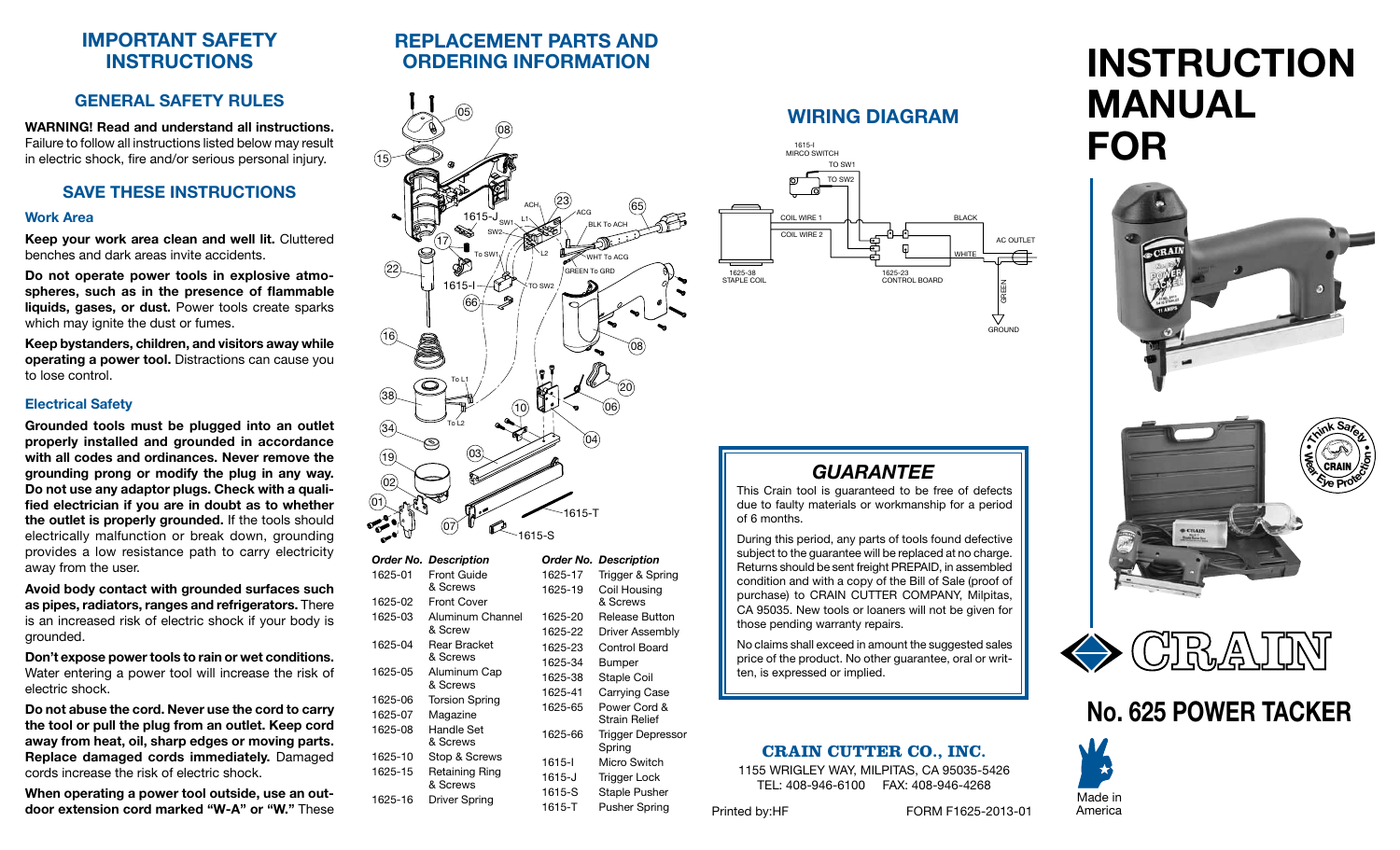# IMPORTANT SAFETY INSTRUCTIONS

## GENERAL SAFETY RULES

**WARNING! Read and understand all instructions.** Failure to follow all instructions listed below may result in electric shock, fire and/or serious personal injury.

## SAVE THESE INSTRUCTIONS

### Work Area

**Keep your work area clean and well lit.** Cluttered benches and dark areas invite accidents.

**Do not operate power tools in explosive atmospheres, such as in the presence of flammable liquids, gases, or dust.** Power tools create sparks which may ignite the dust or fumes.

**Keep bystanders, children, and visitors away while operating a power tool.** Distractions can cause you to lose control.

### Electrical Safety

**Grounded tools must be plugged into an outlet properly installed and grounded in accordance with all codes and ordinances. Never remove the grounding prong or modify the plug in any way. Do not use any adaptor plugs. Check with a qualified electrician if you are in doubt as to whether the outlet is properly grounded.** If the tools should electrically malfunction or break down, grounding provides a low resistance path to carry electricity away from the user.

**Avoid body contact with grounded surfaces such as pipes, radiators, ranges and refrigerators.** There is an increased risk of electric shock if your body is grounded.

**Don't expose power tools to rain or wet conditions.** Water entering a power tool will increase the risk of electric shock.

**Do not abuse the cord. Never use the cord to carry the tool or pull the plug from an outlet. Keep cord away from heat, oil, sharp edges or moving parts. Replace damaged cords immediately.** Damaged cords increase the risk of electric shock.

**When operating a power tool outside, use an outdoor extension cord marked "W-A" or "W."** These

# REPLACEMENT PARTS AND ORDERING INFORMATION

| Order No. | Description | Order No. | Description |
|---|---|---|---|
| 1625-01 | Front Guide & Screws | 1625-17 | Trigger & Spring |
| 1625-02 | Front Cover | 1625-19 | Coil Housing & Screws |
| 1625-03 | Aluminum Channel & Screw | 1625-20 | Release Button |
| 1625-04 | Rear Bracket & Screws | 1625-22 | Driver Assembly |
| 1625-05 | Aluminum Cap & Screws | 1625-23 | Control Board |
| 1625-06 | Torsion Spring | 1625-34 | Bumper |
| 1625-07 | Magazine | 1625-38 | Staple Coil |
| 1625-08 | Handle Set & Screws | 1625-41 | Carrying Case |
| 1625-10 | Stop & Screws | 1625-65 | Power Cord & Strain Relief |
| 1625-15 | Retaining Ring & Screws | 1625-66 | Trigger Depressor Spring |
| 1625-16 | Driver Spring | 1615-I | Micro Switch |
| | | 1615-J | Trigger Lock |
| | | 1615-S | Staple Pusher |
| | | 1615-T | Pusher Spring |

# WIRING DIAGRAM

1615-I MIRCO SWITCH, TO SW1, TO SW2, COIL WIRE 1, COIL WIRE 2, BLACK, WHITE, AC OUTLET, GREEN, GROUND, 1625-38 STAPLE COIL, 1625-23 CONTROL BOARD

## *GUARANTEE*

This Crain tool is guaranteed to be free of defects due to faulty materials or workmanship for a period of 6 months.

During this period, any parts of tools found defective subject to the guarantee will be replaced at no charge. Returns should be sent freight PREPAID, in assembled condition and with a copy of the Bill of Sale (proof of purchase) to CRAIN CUTTER COMPANY, Milpitas, CA 95035. New tools or loaners will not be given for those pending warranty repairs.

No claims shall exceed in amount the suggested sales price of the product. No other guarantee, oral or written, is expressed or implied.

**CRAIN CUTTER CO., INC.**
1155 WRIGLEY WAY, MILPITAS, CA 95035-5426
TEL: 408-946-6100 FAX: 408-946-4268

Printed by:HF FORM F1625-2013-01

# INSTRUCTION MANUAL FOR

CRAIN

## No. 625 POWER TACKER

Made in America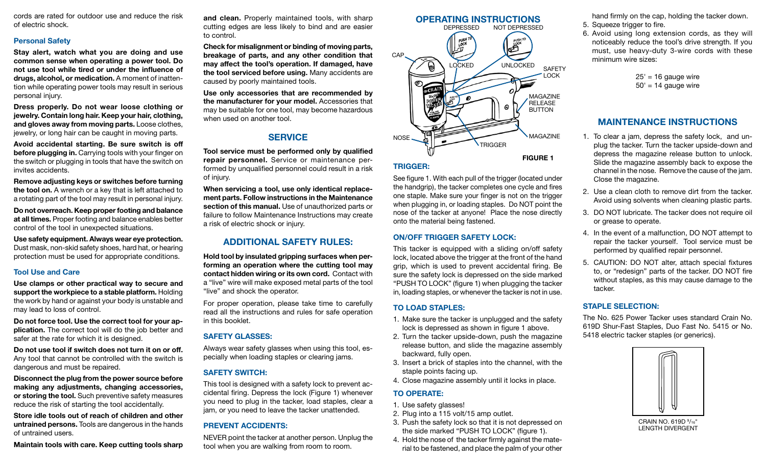cords are rated for outdoor use and reduce the risk of electric shock.

### Personal Safety

**Stay alert, watch what you are doing and use common sense when operating a power tool. Do not use tool while tired or under the influence of drugs, alcohol, or medication.** A moment of inattention while operating power tools may result in serious personal injury.

**Dress properly. Do not wear loose clothing or jewelry. Contain long hair. Keep your hair, clothing, and gloves away from moving parts.** Loose clothes, jewelry, or long hair can be caught in moving parts.

**Avoid accidental starting. Be sure switch is off before plugging in.** Carrying tools with your finger on the switch or plugging in tools that have the switch on invites accidents.

**Remove adjusting keys or switches before turning the tool on.** A wrench or a key that is left attached to a rotating part of the tool may result in personal injury.

**Do not overreach. Keep proper footing and balance at all times.** Proper footing and balance enables better control of the tool in unexpected situations.

**Use safety equipment. Always wear eye protection.** Dust mask, non-skid safety shoes, hard hat, or hearing protection must be used for appropriate conditions.

### Tool Use and Care

**Use clamps or other practical way to secure and support the workpiece to a stable platform.** Holding the work by hand or against your body is unstable and may lead to loss of control.

**Do not force tool. Use the correct tool for your application.** The correct tool will do the job better and safer at the rate for which it is designed.

**Do not use tool if switch does not turn it on or off.** Any tool that cannot be controlled with the switch is dangerous and must be repaired.

**Disconnect the plug from the power source before making any adjustments, changing accessories, or storing the tool.** Such preventive safety measures reduce the risk of starting the tool accidentally.

**Store idle tools out of reach of children and other untrained persons.** Tools are dangerous in the hands of untrained users.

**Maintain tools with care. Keep cutting tools sharp and clean.** Properly maintained tools, with sharp cutting edges are less likely to bind and are easier to control.

**Check for misalignment or binding of moving parts, breakage of parts, and any other condition that may affect the tool's operation. If damaged, have the tool serviced before using.** Many accidents are caused by poorly maintained tools.

**Use only accessories that are recommended by the manufacturer for your model.** Accessories that may be suitable for one tool, may become hazardous when used on another tool.

## SERVICE

**Tool service must be performed only by qualified repair personnel.** Service or maintenance performed by unqualified personnel could result in a risk of injury.

**When servicing a tool, use only identical replacement parts. Follow instructions in the Maintenance section of this manual.** Use of unauthorized parts or failure to follow Maintenance Instructions may create a risk of electric shock or injury.

## ADDITIONAL SAFETY RULES:

**Hold tool by insulated gripping surfaces when performing an operation where the cutting tool may contact hidden wiring or its own cord.** Contact with a "live" wire will make exposed metal parts of the tool "live" and shock the operator.

For proper operation, please take time to carefully read all the instructions and rules for safe operation in this booklet.

### SAFETY GLASSES:

Always wear safety glasses when using this tool, especially when loading staples or clearing jams.

### SAFETY SWITCH:

This tool is designed with a safety lock to prevent accidental firing. Depress the lock (Figure 1) whenever you need to plug in the tacker, load staples, clear a jam, or you need to leave the tacker unattended.

### PREVENT ACCIDENTS:

NEVER point the tacker at another person. Unplug the tool when you are walking from room to room.

## OPERATING INSTRUCTIONS

DEPRESSED
NOT DEPRESSED
PUSH TO LOCK
PUSH TO LOCK
CAP
LOCKED
UNLOCKED
SAFETY LOCK
MAGAZINE RELEASE BUTTON
MAGAZINE
NOSE
TRIGGER

FIGURE 1

### TRIGGER:

See figure 1. With each pull of the trigger (located under the handgrip), the tacker completes one cycle and fires one staple. Make sure your finger is not on the trigger when plugging in, or loading staples. Do NOT point the nose of the tacker at anyone! Place the nose directly onto the material being fastened.

### ON/OFF TRIGGER SAFETY LOCK:

This tacker is equipped with a sliding on/off safety lock, located above the trigger at the front of the hand grip, which is used to prevent accidental firing. Be sure the safety lock is depressed on the side marked "PUSH TO LOCK" (figure 1) when plugging the tacker in, loading staples, or whenever the tacker is not in use.

### TO LOAD STAPLES:

1. Make sure the tacker is unplugged and the safety lock is depressed as shown in figure 1 above.
2. Turn the tacker upside-down, push the magazine release button, and slide the magazine assembly backward, fully open.
3. Insert a brick of staples into the channel, with the staple points facing up.
4. Close magazine assembly until it locks in place.

### TO OPERATE:

1. Use safety glasses!
2. Plug into a 115 volt/15 amp outlet.
3. Push the safety lock so that it is not depressed on the side marked "PUSH TO LOCK" (figure 1).
4. Hold the nose of the tacker firmly against the material to be fastened, and place the palm of your other hand firmly on the cap, holding the tacker down.
5. Squeeze trigger to fire.
6. Avoid using long extension cords, as they will noticeably reduce the tool's drive strength. If you must, use heavy-duty 3-wire cords with these minimum wire sizes:

   25' = 16 gauge wire
   50' = 14 gauge wire

## MAINTENANCE INSTRUCTIONS

1. To clear a jam, depress the safety lock, and unplug the tacker. Turn the tacker upside-down and depress the magazine release button to unlock. Slide the magazine assembly back to expose the channel in the nose. Remove the cause of the jam. Close the magazine.
2. Use a clean cloth to remove dirt from the tacker. Avoid using solvents when cleaning plastic parts.
3. DO NOT lubricate. The tacker does not require oil or grease to operate.
4. In the event of a malfunction, DO NOT attempt to repair the tacker yourself. Tool service must be performed by qualified repair personnel.
5. CAUTION: DO NOT alter, attach special fixtures to, or "redesign" parts of the tacker. DO NOT fire without staples, as this may cause damage to the tacker.

### STAPLE SELECTION:

The No. 625 Power Tacker uses standard Crain No. 619D Shur-Fast Staples, Duo Fast No. 5415 or No. 5418 electric tacker staples (or generics).

CRAIN NO. 619D 9/16" LENGTH DIVERGENT